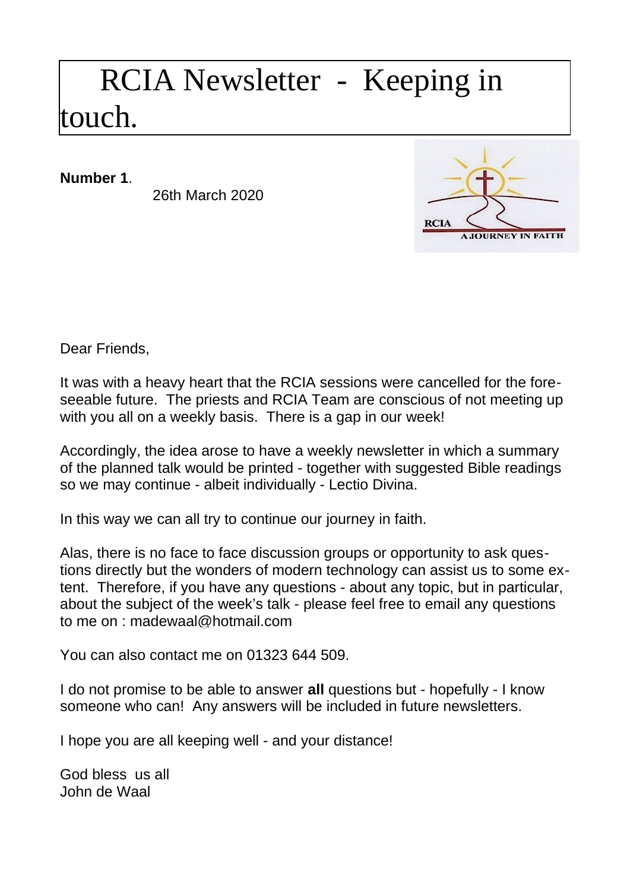# RCIA Newsletter - Keeping in touch.

**Number 1**.

26th March 2020

Dear Friends,

It was with a heavy heart that the RCIA sessions were cancelled for the foreseeable future. The priests and RCIA Team are conscious of not meeting up with you all on a weekly basis. There is a gap in our week!

Accordingly, the idea arose to have a weekly newsletter in which a summary of the planned talk would be printed - together with suggested Bible readings so we may continue - albeit individually - Lectio Divina.

In this way we can all try to continue our journey in faith.

Alas, there is no face to face discussion groups or opportunity to ask questions directly but the wonders of modern technology can assist us to some extent. Therefore, if you have any questions - about any topic, but in particular, about the subject of the week's talk - please feel free to email any questions to me on : madewaal@hotmail.com

You can also contact me on 01323 644 509.

I do not promise to be able to answer **all** questions but - hopefully - I know someone who can! Any answers will be included in future newsletters.

I hope you are all keeping well - and your distance!

God bless us all
John de Waal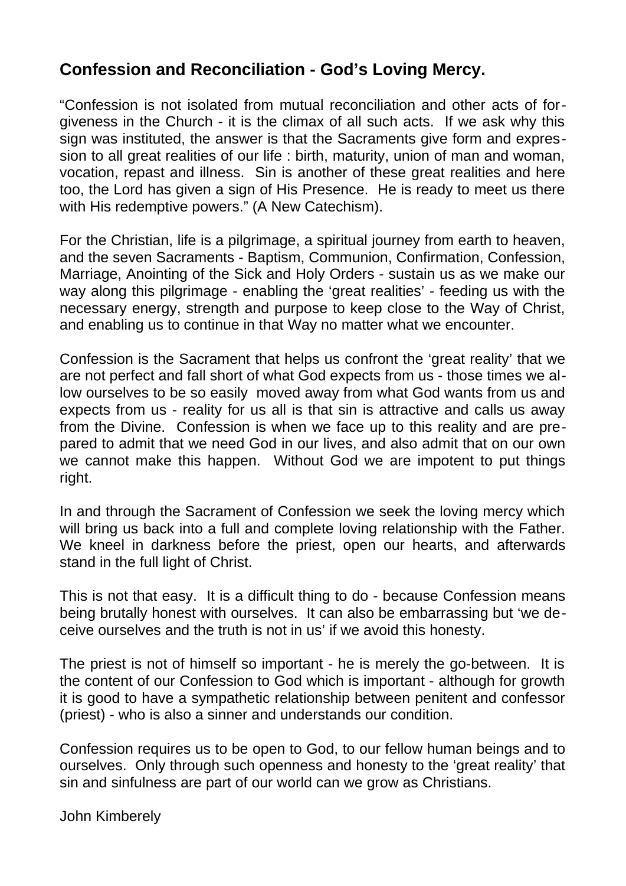## Confession and Reconciliation - God's Loving Mercy.

"Confession is not isolated from mutual reconciliation and other acts of forgiveness in the Church - it is the climax of all such acts. If we ask why this sign was instituted, the answer is that the Sacraments give form and expression to all great realities of our life : birth, maturity, union of man and woman, vocation, repast and illness. Sin is another of these great realities and here too, the Lord has given a sign of His Presence. He is ready to meet us there with His redemptive powers." (A New Catechism).

For the Christian, life is a pilgrimage, a spiritual journey from earth to heaven, and the seven Sacraments - Baptism, Communion, Confirmation, Confession, Marriage, Anointing of the Sick and Holy Orders - sustain us as we make our way along this pilgrimage - enabling the 'great realities' - feeding us with the necessary energy, strength and purpose to keep close to the Way of Christ, and enabling us to continue in that Way no matter what we encounter.

Confession is the Sacrament that helps us confront the 'great reality' that we are not perfect and fall short of what God expects from us - those times we allow ourselves to be so easily moved away from what God wants from us and expects from us - reality for us all is that sin is attractive and calls us away from the Divine. Confession is when we face up to this reality and are prepared to admit that we need God in our lives, and also admit that on our own we cannot make this happen. Without God we are impotent to put things right.

In and through the Sacrament of Confession we seek the loving mercy which will bring us back into a full and complete loving relationship with the Father. We kneel in darkness before the priest, open our hearts, and afterwards stand in the full light of Christ.

This is not that easy. It is a difficult thing to do - because Confession means being brutally honest with ourselves. It can also be embarrassing but 'we deceive ourselves and the truth is not in us' if we avoid this honesty.

The priest is not of himself so important - he is merely the go-between. It is the content of our Confession to God which is important - although for growth it is good to have a sympathetic relationship between penitent and confessor (priest) - who is also a sinner and understands our condition.

Confession requires us to be open to God, to our fellow human beings and to ourselves. Only through such openness and honesty to the 'great reality' that sin and sinfulness are part of our world can we grow as Christians.

John Kimberely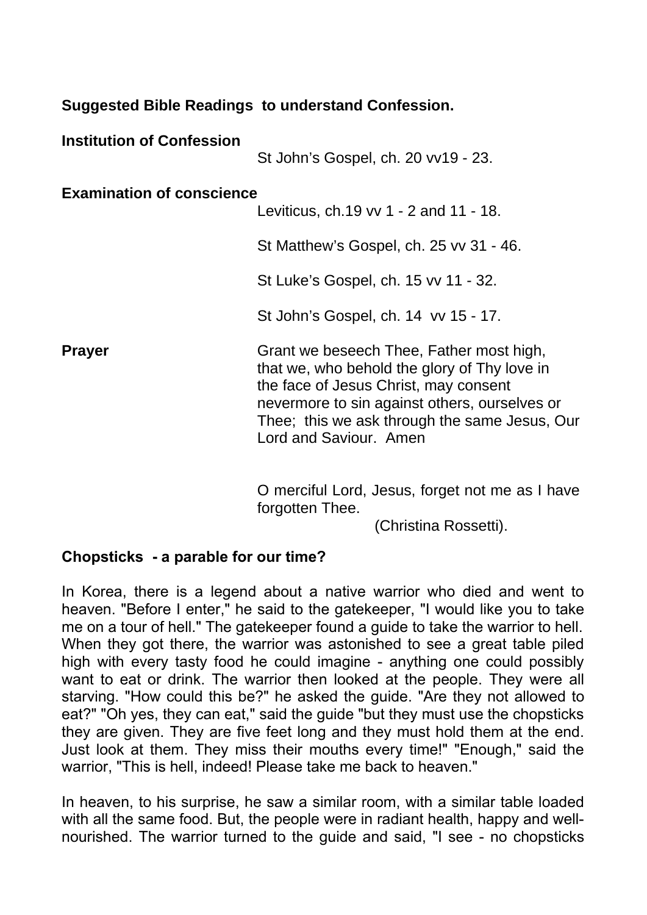**Suggested Bible Readings to understand Confession.**

**Institution of Confession**

St John's Gospel, ch. 20 vv19 - 23.

**Examination of conscience**

Leviticus, ch.19 vv 1 - 2 and 11 - 18.

St Matthew's Gospel, ch. 25 vv 31 - 46.

St Luke's Gospel, ch. 15 vv 11 - 32.

St John's Gospel, ch. 14 vv 15 - 17.

**Prayer**

Grant we beseech Thee, Father most high, that we, who behold the glory of Thy love in the face of Jesus Christ, may consent nevermore to sin against others, ourselves or Thee; this we ask through the same Jesus, Our Lord and Saviour. Amen

O merciful Lord, Jesus, forget not me as I have forgotten Thee.

(Christina Rossetti).

**Chopsticks - a parable for our time?**

In Korea, there is a legend about a native warrior who died and went to heaven. "Before I enter," he said to the gatekeeper, "I would like you to take me on a tour of hell." The gatekeeper found a guide to take the warrior to hell. When they got there, the warrior was astonished to see a great table piled high with every tasty food he could imagine - anything one could possibly want to eat or drink. The warrior then looked at the people. They were all starving. "How could this be?" he asked the guide. "Are they not allowed to eat?" "Oh yes, they can eat," said the guide "but they must use the chopsticks they are given. They are five feet long and they must hold them at the end. Just look at them. They miss their mouths every time!" "Enough," said the warrior, "This is hell, indeed! Please take me back to heaven."

In heaven, to his surprise, he saw a similar room, with a similar table loaded with all the same food. But, the people were in radiant health, happy and well-nourished. The warrior turned to the guide and said, "I see - no chopsticks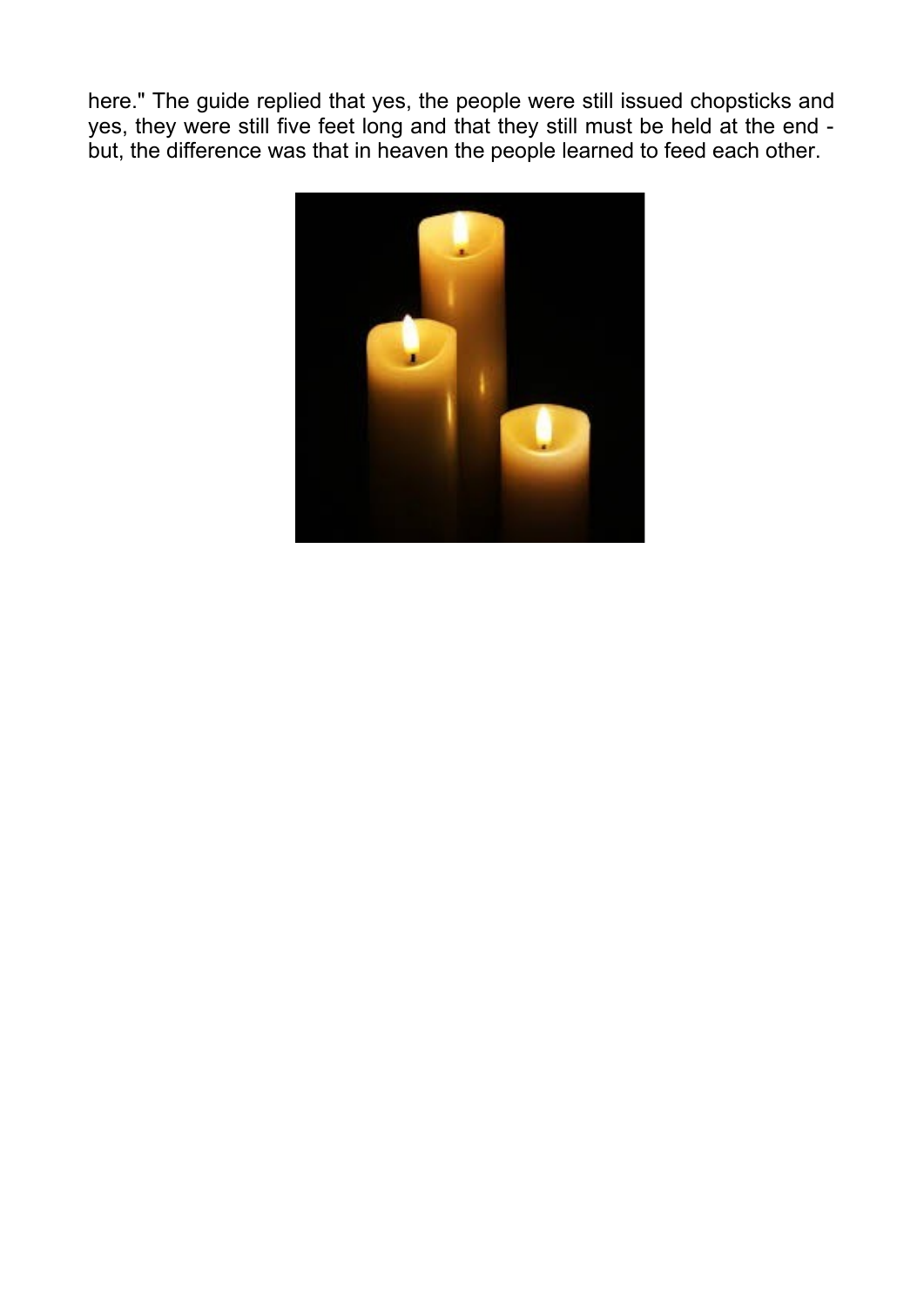here." The guide replied that yes, the people were still issued chopsticks and yes, they were still five feet long and that they still must be held at the end - but, the difference was that in heaven the people learned to feed each other.